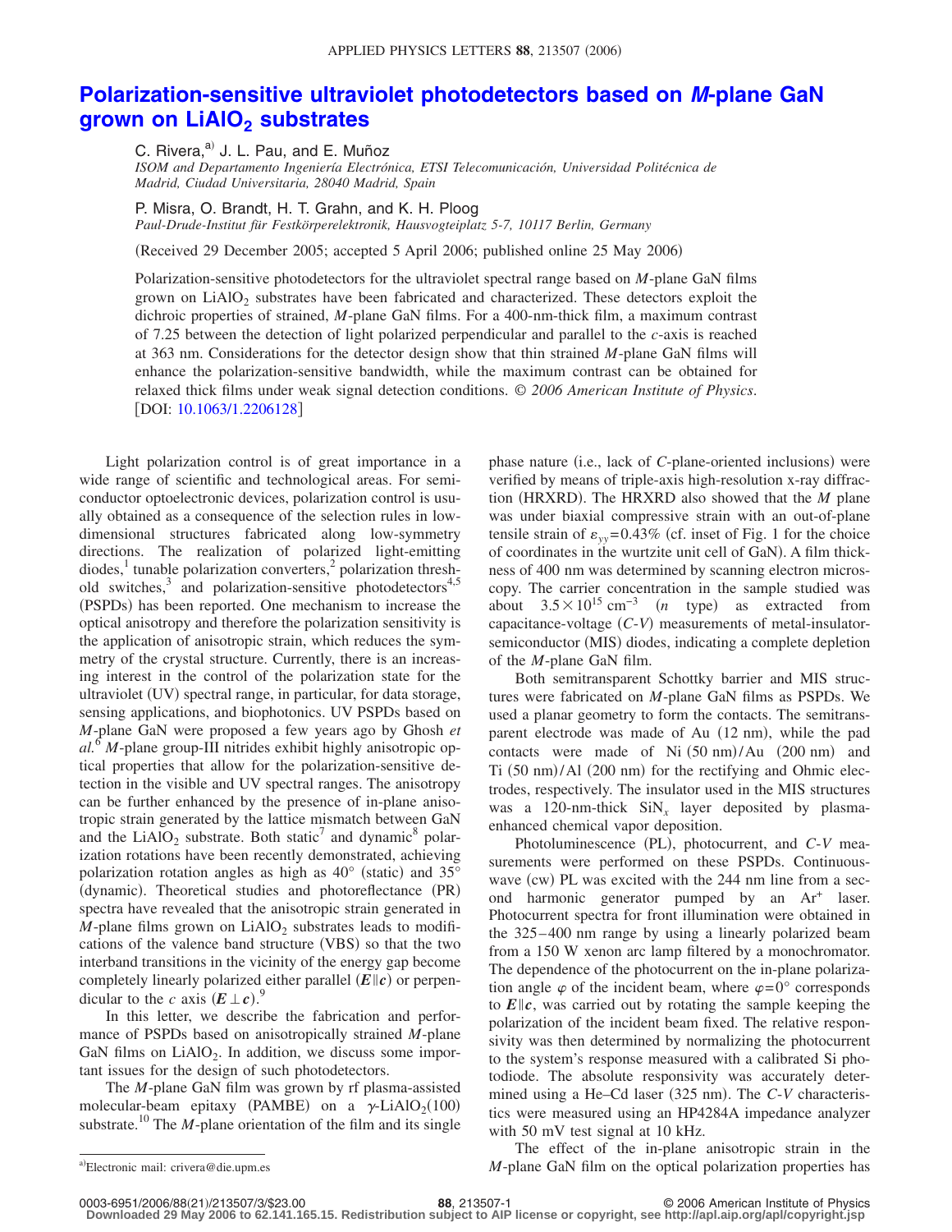# Polarization-sensitive ultraviolet photodetectors based on *M*-plane GaN grown on $LiAlO_2$ substrates

C. Rivera,[a] J. L. Pau, and E. Muñoz

*ISOM and Departamento Ingeniería Electrónica, ETSI Telecomunicación, Universidad Politécnica de Madrid, Ciudad Universitaria, 28040 Madrid, Spain*

P. Misra, O. Brandt, H. T. Grahn, and K. H. Ploog

*Paul-Drude-Institut für Festkörperelektronik, Hausvogteiplatz 5-7, 10117 Berlin, Germany*

(Received 29 December 2005; accepted 5 April 2006; published online 25 May 2006)

Polarization-sensitive photodetectors for the ultraviolet spectral range based on *M*-plane GaN films grown on $LiAlO_2$ substrates have been fabricated and characterized. These detectors exploit the dichroic properties of strained, *M*-plane GaN films. For a 400-nm-thick film, a maximum contrast of 7.25 between the detection of light polarized perpendicular and parallel to the *c*-axis is reached at 363 nm. Considerations for the detector design show that thin strained *M*-plane GaN films will enhance the polarization-sensitive bandwidth, while the maximum contrast can be obtained for relaxed thick films under weak signal detection conditions. *© 2006 American Institute of Physics.* [DOI: 10.1063/1.2206128]

Light polarization control is of great importance in a wide range of scientific and technological areas. For semiconductor optoelectronic devices, polarization control is usually obtained as a consequence of the selection rules in low-dimensional structures fabricated along low-symmetry directions. The realization of polarized light-emitting diodes,[1] tunable polarization converters,[2] polarization threshold switches,[3] and polarization-sensitive photodetectors[4,5] (PSPDs) has been reported. One mechanism to increase the optical anisotropy and therefore the polarization sensitivity is the application of anisotropic strain, which reduces the symmetry of the crystal structure. Currently, there is an increasing interest in the control of the polarization state for the ultraviolet (UV) spectral range, in particular, for data storage, sensing applications, and biophotonics. UV PSPDs based on *M*-plane GaN were proposed a few years ago by Ghosh *et al.*[6] *M*-plane group-III nitrides exhibit highly anisotropic optical properties that allow for the polarization-sensitive detection in the visible and UV spectral ranges. The anisotropy can be further enhanced by the presence of in-plane anisotropic strain generated by the lattice mismatch between GaN and the $LiAlO_2$ substrate. Both static[7] and dynamic[8] polarization rotations have been recently demonstrated, achieving polarization rotation angles as high as 40° (static) and 35° (dynamic). Theoretical studies and photoreflectance (PR) spectra have revealed that the anisotropic strain generated in *M*-plane films grown on $LiAlO_2$ substrates leads to modifications of the valence band structure (VBS) so that the two interband transitions in the vicinity of the energy gap become completely linearly polarized either parallel ($\boldsymbol{E}\parallel\boldsymbol{c}$) or perpendicular to the *c* axis ($\boldsymbol{E}\perp\boldsymbol{c}$).[9]

In this letter, we describe the fabrication and performance of PSPDs based on anisotropically strained *M*-plane GaN films on $LiAlO_2$. In addition, we discuss some important issues for the design of such photodetectors.

The *M*-plane GaN film was grown by rf plasma-assisted molecular-beam epitaxy (PAMBE) on a $\gamma$-$LiAlO_2(100)$ substrate.[10] The *M*-plane orientation of the film and its single phase nature (i.e., lack of *C*-plane-oriented inclusions) were verified by means of triple-axis high-resolution x-ray diffraction (HRXRD). The HRXRD also showed that the *M* plane was under biaxial compressive strain with an out-of-plane tensile strain of $\varepsilon_{yy}=0.43\%$ (cf. inset of Fig. 1 for the choice of coordinates in the wurtzite unit cell of GaN). A film thickness of 400 nm was determined by scanning electron microscopy. The carrier concentration in the sample studied was about $3.5\times10^{15}$ cm$^{-3}$ (*n* type) as extracted from capacitance-voltage (*C*-*V*) measurements of metal-insulator-semiconductor (MIS) diodes, indicating a complete depletion of the *M*-plane GaN film.

Both semitransparent Schottky barrier and MIS structures were fabricated on *M*-plane GaN films as PSPDs. We used a planar geometry to form the contacts. The semitransparent electrode was made of Au (12 nm), while the pad contacts were made of Ni (50 nm)/Au (200 nm) and Ti (50 nm)/Al (200 nm) for the rectifying and Ohmic electrodes, respectively. The insulator used in the MIS structures was a 120-nm-thick $SiN_x$ layer deposited by plasma-enhanced chemical vapor deposition.

Photoluminescence (PL), photocurrent, and *C*-*V* measurements were performed on these PSPDs. Continuous-wave (cw) PL was excited with the 244 nm line from a second harmonic generator pumped by an $Ar^+$ laser. Photocurrent spectra for front illumination were obtained in the 325–400 nm range by using a linearly polarized beam from a 150 W xenon arc lamp filtered by a monochromator. The dependence of the photocurrent on the in-plane polarization angle $\varphi$ of the incident beam, where $\varphi=0°$ corresponds to $\boldsymbol{E}\parallel\boldsymbol{c}$, was carried out by rotating the sample keeping the polarization of the incident beam fixed. The relative responsivity was then determined by normalizing the photocurrent to the system's response measured with a calibrated Si photodiode. The absolute responsivity was accurately determined using a He–Cd laser (325 nm). The *C*-*V* characteristics were measured using an HP4284A impedance analyzer with 50 mV test signal at 10 kHz.

The effect of the in-plane anisotropic strain in the *M*-plane GaN film on the optical polarization properties has

[a]Electronic mail: crivera@die.upm.es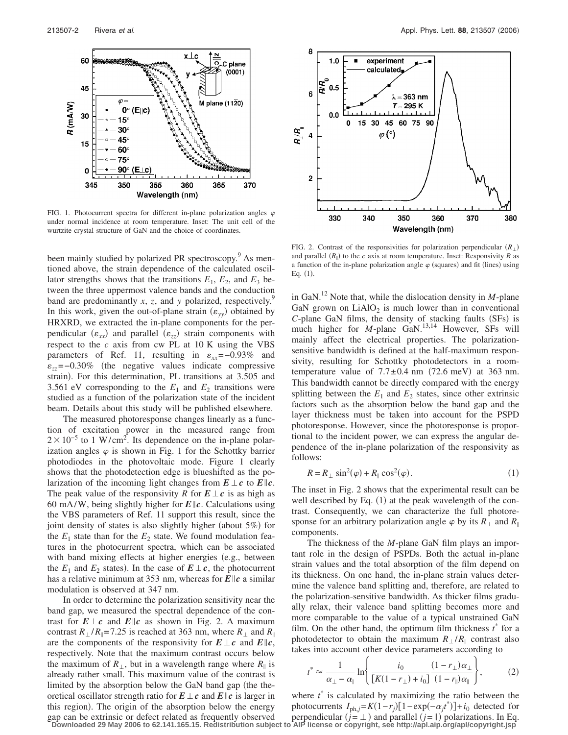FIG. 1. Photocurrent spectra for different in-plane polarization angles $\varphi$ under normal incidence at room temperature. Inset: The unit cell of the wurtzite crystal structure of GaN and the choice of coordinates.

been mainly studied by polarized PR spectroscopy.[9] As mentioned above, the strain dependence of the calculated oscillator strengths shows that the transitions $E_1$, $E_2$, and $E_3$ between the three uppermost valence bands and the conduction band are predominantly *x*, *z*, and *y* polarized, respectively.[9] In this work, given the out-of-plane strain ($\varepsilon_{yy}$) obtained by HRXRD, we extracted the in-plane components for the perpendicular ($\varepsilon_{xx}$) and parallel ($\varepsilon_{zz}$) strain components with respect to the *c* axis from cw PL at 10 K using the VBS parameters of Ref. 11, resulting in $\varepsilon_{xx}=-0.93\%$ and $\varepsilon_{zz}=-0.30\%$ (the negative values indicate compressive strain). For this determination, PL transitions at 3.505 and 3.561 eV corresponding to the $E_1$ and $E_2$ transitions were studied as a function of the polarization state of the incident beam. Details about this study will be published elsewhere.

The measured photoresponse changes linearly as a function of excitation power in the measured range from $2\times10^{-5}$ to 1 W/cm$^2$. Its dependence on the in-plane polarization angles $\varphi$ is shown in Fig. 1 for the Schottky barrier photodiodes in the photovoltaic mode. Figure 1 clearly shows that the photodetection edge is blueshifted as the polarization of the incoming light changes from $\boldsymbol{E}\perp\boldsymbol{c}$ to $\boldsymbol{E}\parallel\boldsymbol{c}$. The peak value of the responsivity *R* for $\boldsymbol{E}\perp\boldsymbol{c}$ is as high as 60 mA/W, being slightly higher for $\boldsymbol{E}\parallel\boldsymbol{c}$. Calculations using the VBS parameters of Ref. 11 support this result, since the joint density of states is also slightly higher (about 5%) for the $E_1$ state than for the $E_2$ state. We found modulation features in the photocurrent spectra, which can be associated with band mixing effects at higher energies (e.g., between the $E_1$ and $E_2$ states). In the case of $\boldsymbol{E}\perp\boldsymbol{c}$, the photocurrent has a relative minimum at 353 nm, whereas for $\boldsymbol{E}\parallel\boldsymbol{c}$ a similar modulation is observed at 347 nm.

In order to determine the polarization sensitivity near the band gap, we measured the spectral dependence of the contrast for $\boldsymbol{E}\perp\boldsymbol{c}$ and $\boldsymbol{E}\parallel\boldsymbol{c}$ as shown in Fig. 2. A maximum contrast $R_\perp/R_\parallel=7.25$ is reached at 363 nm, where $R_\perp$ and $R_\parallel$ are the components of the responsivity for $\boldsymbol{E}\perp\boldsymbol{c}$ and $\boldsymbol{E}\parallel\boldsymbol{c}$, respectively. Note that the maximum contrast occurs below the maximum of $R_\perp$, but in a wavelength range where $R_\parallel$ is already rather small. This maximum value of the contrast is limited by the absorption below the GaN band gap (the theoretical oscillator strength ratio for $\boldsymbol{E}\perp\boldsymbol{c}$ and $\boldsymbol{E}\parallel\boldsymbol{c}$ is larger in this region). The origin of the absorption below the energy gap can be extrinsic or defect related as frequently observed

FIG. 2. Contrast of the responsivities for polarization perpendicular ($R_\perp$) and parallel ($R_\parallel$) to the *c* axis at room temperature. Inset: Responsivity *R* as a function of the in-plane polarization angle $\varphi$ (squares) and fit (lines) using Eq. (1).

in GaN.[12] Note that, while the dislocation density in *M*-plane GaN grown on $LiAlO_2$ is much lower than in conventional *C*-plane GaN films, the density of stacking faults (SFs) is much higher for *M*-plane GaN.[13,14] However, SFs will mainly affect the electrical properties. The polarization-sensitive bandwidth is defined at the half-maximum responsivity, resulting for Schottky photodetectors in a room-temperature value of $7.7\pm0.4$ nm (72.6 meV) at 363 nm. This bandwidth cannot be directly compared with the energy splitting between the $E_1$ and $E_2$ states, since other extrinsic factors such as the absorption below the band gap and the layer thickness must be taken into account for the PSPD photoresponse. However, since the photoresponse is proportional to the incident power, we can express the angular dependence of the in-plane polarization of the responsivity as follows:

$$R = R_\perp \sin^2(\varphi) + R_\parallel \cos^2(\varphi). \tag{1}$$

The inset in Fig. 2 shows that the experimental result can be well described by Eq. (1) at the peak wavelength of the contrast. Consequently, we can characterize the full photoresponse for an arbitrary polarization angle $\varphi$ by its $R_\perp$ and $R_\parallel$ components.

The thickness of the *M*-plane GaN film plays an important role in the design of PSPDs. Both the actual in-plane strain values and the total absorption of the film depend on its thickness. On one hand, the in-plane strain values determine the valence band splitting and, therefore, are related to the polarization-sensitive bandwidth. As thicker films gradually relax, their valence band splitting becomes more and more comparable to the value of a typical unstrained GaN film. On the other hand, the optimum film thickness $t^*$ for a photodetector to obtain the maximum $R_\perp/R_\parallel$ contrast also takes into account other device parameters according to

$$t^* \approx \frac{1}{\alpha_\perp - \alpha_\parallel} \ln\left\{ \frac{i_0}{[K(1-r_\perp)+i_0]} \frac{(1-r_\perp)\alpha_\perp}{(1-r_\parallel)\alpha_\parallel} \right\}, \tag{2}$$

where $t^*$ is calculated by maximizing the ratio between the photocurrents $I_{\mathrm{ph},j}=K(1-r_j)[1-\exp(-\alpha_j t^*)]+i_0$ detected for perpendicular ($j=\perp$) and parallel ($j=\parallel$) polarizations. In Eq.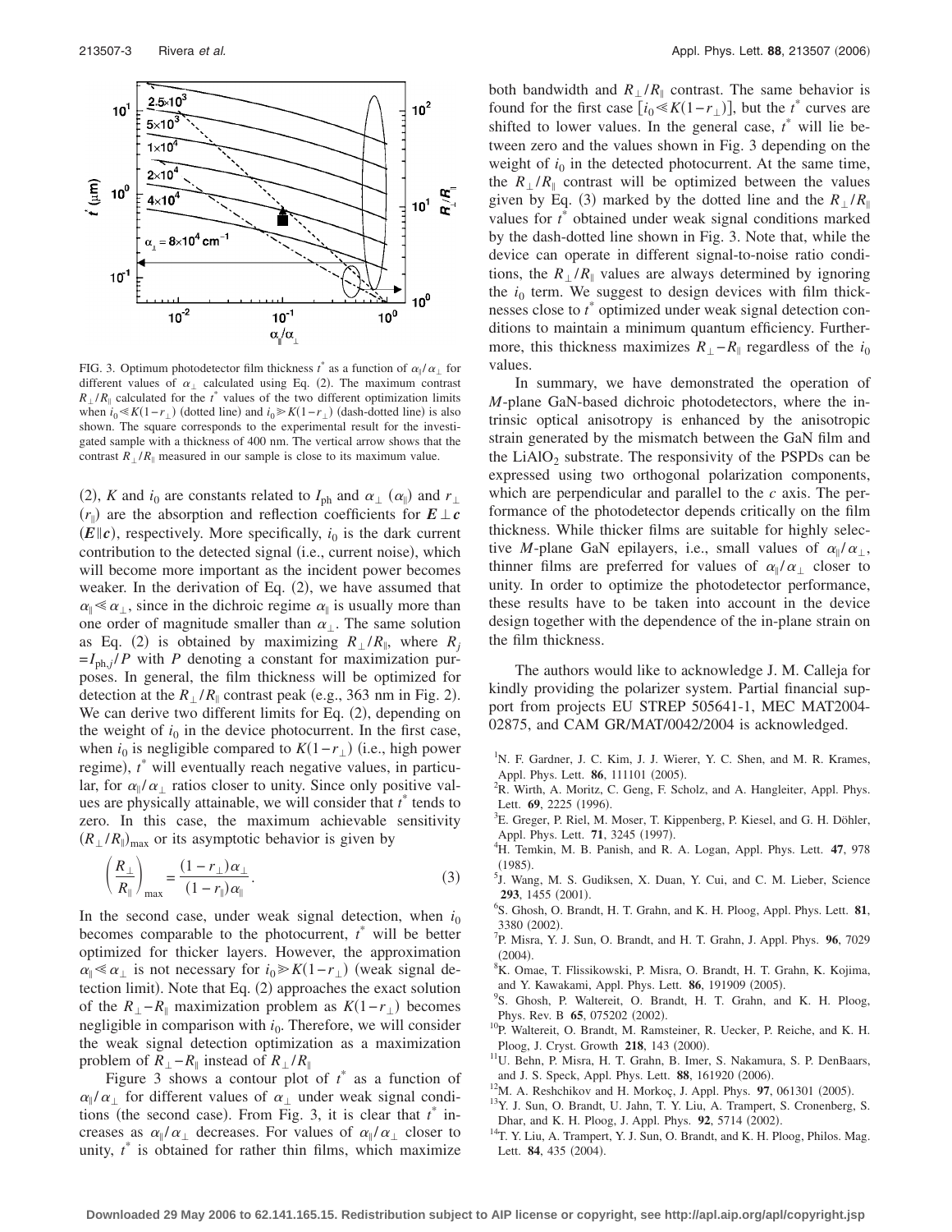2.5×10³

5×10³

1×10⁴

2×10⁴

4×10⁴

$\alpha_\perp = 8\times10^4$ cm$^{-1}$

$t^*$ (μm)

$R_\perp/R_\parallel$

$\alpha_\parallel/\alpha_\perp$

$10^1$

$10^0$

$10^{-1}$

$10^2$

$10^1$

$10^0$

$10^{-2}$

$10^{-1}$

$10^0$

FIG. 3. Optimum photodetector film thickness $t^*$ as a function of $\alpha_\parallel/\alpha_\perp$ for different values of $\alpha_\perp$ calculated using Eq. (2). The maximum contrast $R_\perp/R_\parallel$ calculated for the $t^*$ values of the two different optimization limits when $i_0 \ll K(1-r_\perp)$ (dotted line) and $i_0 \gg K(1-r_\perp)$ (dash-dotted line) is also shown. The square corresponds to the experimental result for the investigated sample with a thickness of 400 nm. The vertical arrow shows that the contrast $R_\perp/R_\parallel$ measured in our sample is close to its maximum value.

(2), $K$ and $i_0$ are constants related to $I_{ph}$ and $\alpha_\perp$ ($\alpha_\parallel$) and $r_\perp$ ($r_\parallel$) are the absorption and reflection coefficients for $\boldsymbol{E}\perp\boldsymbol{c}$ ($\boldsymbol{E}\parallel\boldsymbol{c}$), respectively. More specifically, $i_0$ is the dark current contribution to the detected signal (i.e., current noise), which will become more important as the incident power becomes weaker. In the derivation of Eq. (2), we have assumed that $\alpha_\parallel \ll \alpha_\perp$, since in the dichroic regime $\alpha_\parallel$ is usually more than one order of magnitude smaller than $\alpha_\perp$. The same solution as Eq. (2) is obtained by maximizing $R_\perp/R_\parallel$, where $R_j = I_{ph,j}/P$ with $P$ denoting a constant for maximization purposes. In general, the film thickness will be optimized for detection at the $R_\perp/R_\parallel$ contrast peak (e.g., 363 nm in Fig. 2). We can derive two different limits for Eq. (2), depending on the weight of $i_0$ in the device photocurrent. In the first case, when $i_0$ is negligible compared to $K(1-r_\perp)$ (i.e., high power regime), $t^*$ will eventually reach negative values, in particular, for $\alpha_\parallel/\alpha_\perp$ ratios closer to unity. Since only positive values are physically attainable, we will consider that $t^*$ tends to zero. In this case, the maximum achievable sensitivity $(R_\perp/R_\parallel)_{max}$ or its asymptotic behavior is given by

$$\left(\frac{R_\perp}{R_\parallel}\right)_{max} = \frac{(1-r_\perp)\alpha_\perp}{(1-r_\parallel)\alpha_\parallel}. \tag{3}$$

In the second case, under weak signal detection, when $i_0$ becomes comparable to the photocurrent, $t^*$ will be better optimized for thicker layers. However, the approximation $\alpha_\parallel \ll \alpha_\perp$ is not necessary for $i_0 \gg K(1-r_\perp)$ (weak signal detection limit). Note that Eq. (2) approaches the exact solution of the $R_\perp - R_\parallel$ maximization problem as $K(1-r_\perp)$ becomes negligible in comparison with $i_0$. Therefore, we will consider the weak signal detection optimization as a maximization problem of $R_\perp - R_\parallel$ instead of $R_\perp/R_\parallel$.

Figure 3 shows a contour plot of $t^*$ as a function of $\alpha_\parallel/\alpha_\perp$ for different values of $\alpha_\perp$ under weak signal conditions (the second case). From Fig. 3, it is clear that $t^*$ increases as $\alpha_\parallel/\alpha_\perp$ decreases. For values of $\alpha_\parallel/\alpha_\perp$ closer to unity, $t^*$ is obtained for rather thin films, which maximize both bandwidth and $R_\perp/R_\parallel$ contrast. The same behavior is found for the first case $[i_0 \ll K(1-r_\perp)]$, but the $t^*$ curves are shifted to lower values. In the general case, $t^*$ will lie between zero and the values shown in Fig. 3 depending on the weight of $i_0$ in the detected photocurrent. At the same time, the $R_\perp/R_\parallel$ contrast will be optimized between the values given by Eq. (3) marked by the dotted line and the $R_\perp/R_\parallel$ values for $t^*$ obtained under weak signal conditions marked by the dash-dotted line shown in Fig. 3. Note that, while the device can operate in different signal-to-noise ratio conditions, the $R_\perp/R_\parallel$ values are always determined by ignoring the $i_0$ term. We suggest to design devices with film thicknesses close to $t^*$ optimized under weak signal detection conditions to maintain a minimum quantum efficiency. Furthermore, this thickness maximizes $R_\perp - R_\parallel$ regardless of the $i_0$ values.

In summary, we have demonstrated the operation of *M*-plane GaN-based dichroic photodetectors, where the intrinsic optical anisotropy is enhanced by the anisotropic strain generated by the mismatch between the GaN film and the $LiAlO_2$ substrate. The responsivity of the PSPDs can be expressed using two orthogonal polarization components, which are perpendicular and parallel to the *c* axis. The performance of the photodetector depends critically on the film thickness. While thicker films are suitable for highly selective *M*-plane GaN epilayers, i.e., small values of $\alpha_\parallel/\alpha_\perp$, thinner films are preferred for values of $\alpha_\parallel/\alpha_\perp$ closer to unity. In order to optimize the photodetector performance, these results have to be taken into account in the device design together with the dependence of the in-plane strain on the film thickness.

The authors would like to acknowledge J. M. Calleja for kindly providing the polarizer system. Partial financial support from projects EU STREP 505641-1, MEC MAT2004-02875, and CAM GR/MAT/0042/2004 is acknowledged.

[1] N. F. Gardner, J. C. Kim, J. J. Wierer, Y. C. Shen, and M. R. Krames, Appl. Phys. Lett. **86**, 111101 (2005).
[2] R. Wirth, A. Moritz, C. Geng, F. Scholz, and A. Hangleiter, Appl. Phys. Lett. **69**, 2225 (1996).
[3] E. Greger, P. Riel, M. Moser, T. Kippenberg, P. Kiesel, and G. H. Döhler, Appl. Phys. Lett. **71**, 3245 (1997).
[4] H. Temkin, M. B. Panish, and R. A. Logan, Appl. Phys. Lett. **47**, 978 (1985).
[5] J. Wang, M. S. Gudiksen, X. Duan, Y. Cui, and C. M. Lieber, Science **293**, 1455 (2001).
[6] S. Ghosh, O. Brandt, H. T. Grahn, and K. H. Ploog, Appl. Phys. Lett. **81**, 3380 (2002).
[7] P. Misra, Y. J. Sun, O. Brandt, and H. T. Grahn, J. Appl. Phys. **96**, 7029 (2004).
[8] K. Omae, T. Flissikowski, P. Misra, O. Brandt, H. T. Grahn, K. Kojima, and Y. Kawakami, Appl. Phys. Lett. **86**, 191909 (2005).
[9] S. Ghosh, P. Waltereit, O. Brandt, H. T. Grahn, and K. H. Ploog, Phys. Rev. B **65**, 075202 (2002).
[10] P. Waltereit, O. Brandt, M. Ramsteiner, R. Uecker, P. Reiche, and K. H. Ploog, J. Cryst. Growth **218**, 143 (2000).
[11] U. Behn, P. Misra, H. T. Grahn, B. Imer, S. Nakamura, S. P. DenBaars, and J. S. Speck, Appl. Phys. Lett. **88**, 161920 (2006).
[12] M. A. Reshchikov and H. Morkoç, J. Appl. Phys. **97**, 061301 (2005).
[13] Y. J. Sun, O. Brandt, U. Jahn, T. Y. Liu, A. Trampert, S. Cronenberg, S. Dhar, and K. H. Ploog, J. Appl. Phys. **92**, 5714 (2002).
[14] T. Y. Liu, A. Trampert, Y. J. Sun, O. Brandt, and K. H. Ploog, Philos. Mag. Lett. **84**, 435 (2004).